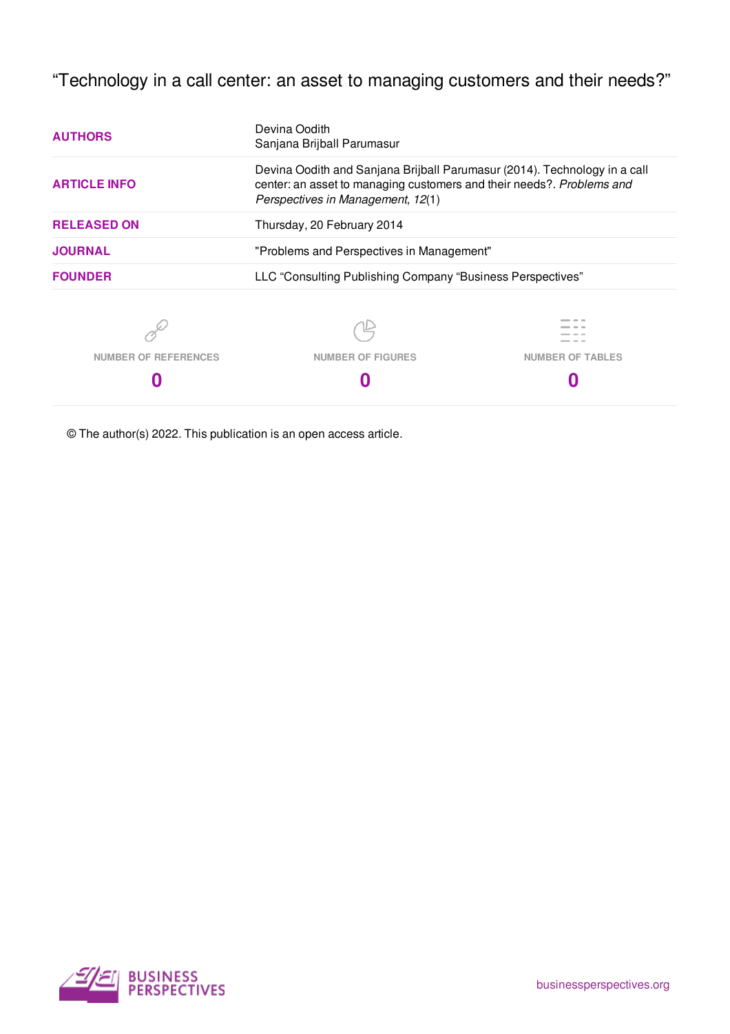# "Technology in a call center: an asset to managing customers and their needs?"

| | |
|---|---|
| **AUTHORS** | Devina Oodith<br>Sanjana Brijball Parumasur |
| **ARTICLE INFO** | Devina Oodith and Sanjana Brijball Parumasur (2014). Technology in a call center: an asset to managing customers and their needs?. *Problems and Perspectives in Management*, *12*(1) |
| **RELEASED ON** | Thursday, 20 February 2014 |
| **JOURNAL** | "Problems and Perspectives in Management" |
| **FOUNDER** | LLC "Consulting Publishing Company "Business Perspectives" |

| NUMBER OF REFERENCES | NUMBER OF FIGURES | NUMBER OF TABLES |
|---|---|---|
| 0 | 0 | 0 |

© The author(s) 2022. This publication is an open access article.

BUSINESS PERSPECTIVES

businessperspectives.org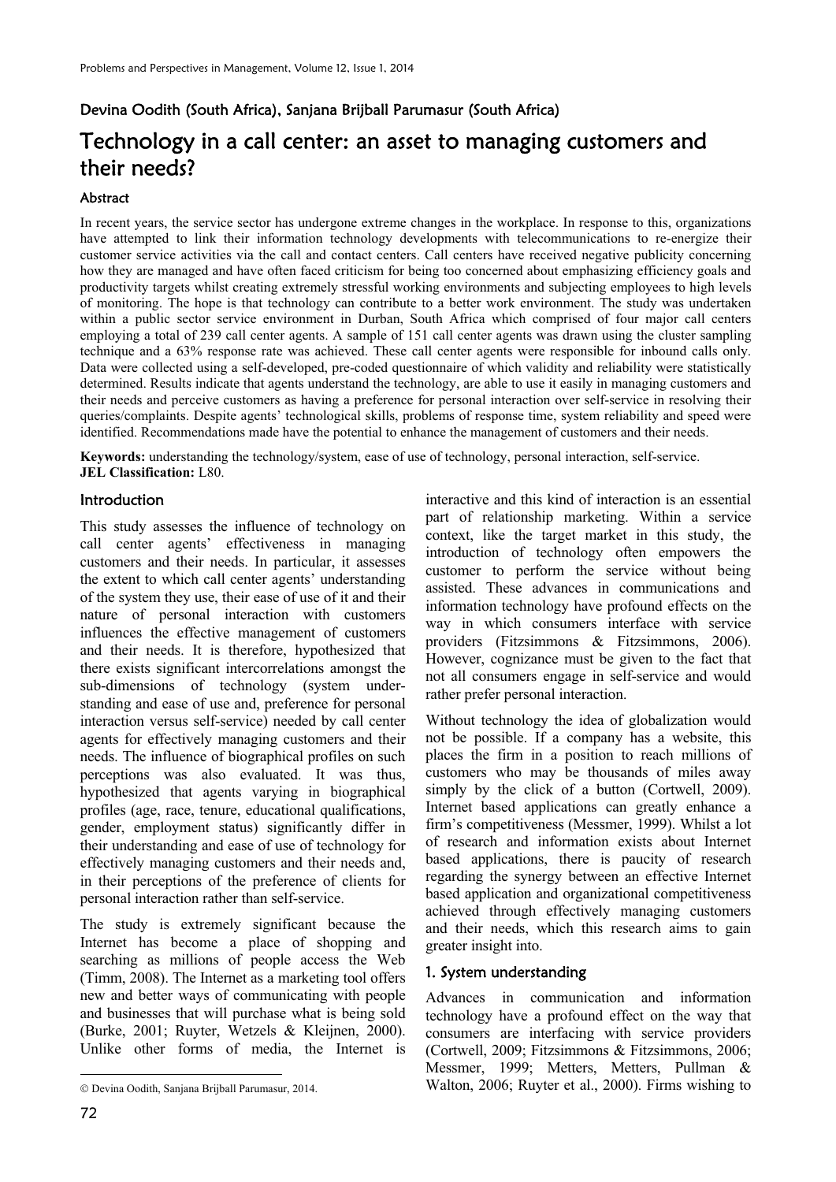Devina Oodith (South Africa), Sanjana Brijball Parumasur (South Africa)

# Technology in a call center: an asset to managing customers and their needs?

### Abstract

In recent years, the service sector has undergone extreme changes in the workplace. In response to this, organizations have attempted to link their information technology developments with telecommunications to re-energize their customer service activities via the call and contact centers. Call centers have received negative publicity concerning how they are managed and have often faced criticism for being too concerned about emphasizing efficiency goals and productivity targets whilst creating extremely stressful working environments and subjecting employees to high levels of monitoring. The hope is that technology can contribute to a better work environment. The study was undertaken within a public sector service environment in Durban, South Africa which comprised of four major call centers employing a total of 239 call center agents. A sample of 151 call center agents was drawn using the cluster sampling technique and a 63% response rate was achieved. These call center agents were responsible for inbound calls only. Data were collected using a self-developed, pre-coded questionnaire of which validity and reliability were statistically determined. Results indicate that agents understand the technology, are able to use it easily in managing customers and their needs and perceive customers as having a preference for personal interaction over self-service in resolving their queries/complaints. Despite agents' technological skills, problems of response time, system reliability and speed were identified. Recommendations made have the potential to enhance the management of customers and their needs.

**Keywords:** understanding the technology/system, ease of use of technology, personal interaction, self-service.
**JEL Classification:** L80.

### Introduction

This study assesses the influence of technology on call center agents' effectiveness in managing customers and their needs. In particular, it assesses the extent to which call center agents' understanding of the system they use, their ease of use of it and their nature of personal interaction with customers influences the effective management of customers and their needs. It is therefore, hypothesized that there exists significant intercorrelations amongst the sub-dimensions of technology (system understanding and ease of use and, preference for personal interaction versus self-service) needed by call center agents for effectively managing customers and their needs. The influence of biographical profiles on such perceptions was also evaluated. It was thus, hypothesized that agents varying in biographical profiles (age, race, tenure, educational qualifications, gender, employment status) significantly differ in their understanding and ease of use of technology for effectively managing customers and their needs and, in their perceptions of the preference of clients for personal interaction rather than self-service.

The study is extremely significant because the Internet has become a place of shopping and searching as millions of people access the Web (Timm, 2008). The Internet as a marketing tool offers new and better ways of communicating with people and businesses that will purchase what is being sold (Burke, 2001; Ruyter, Wetzels & Kleijnen, 2000). Unlike other forms of media, the Internet is interactive and this kind of interaction is an essential part of relationship marketing. Within a service context, like the target market in this study, the introduction of technology often empowers the customer to perform the service without being assisted. These advances in communications and information technology have profound effects on the way in which consumers interface with service providers (Fitzsimmons & Fitzsimmons, 2006). However, cognizance must be given to the fact that not all consumers engage in self-service and would rather prefer personal interaction.

Without technology the idea of globalization would not be possible. If a company has a website, this places the firm in a position to reach millions of customers who may be thousands of miles away simply by the click of a button (Cortwell, 2009). Internet based applications can greatly enhance a firm's competitiveness (Messmer, 1999). Whilst a lot of research and information exists about Internet based applications, there is paucity of research regarding the synergy between an effective Internet based application and organizational competitiveness achieved through effectively managing customers and their needs, which this research aims to gain greater insight into.

### 1. System understanding

Advances in communication and information technology have a profound effect on the way that consumers are interfacing with service providers (Cortwell, 2009; Fitzsimmons & Fitzsimmons, 2006; Messmer, 1999; Metters, Metters, Pullman & Walton, 2006; Ruyter et al., 2000). Firms wishing to

© Devina Oodith, Sanjana Brijball Parumasur, 2014.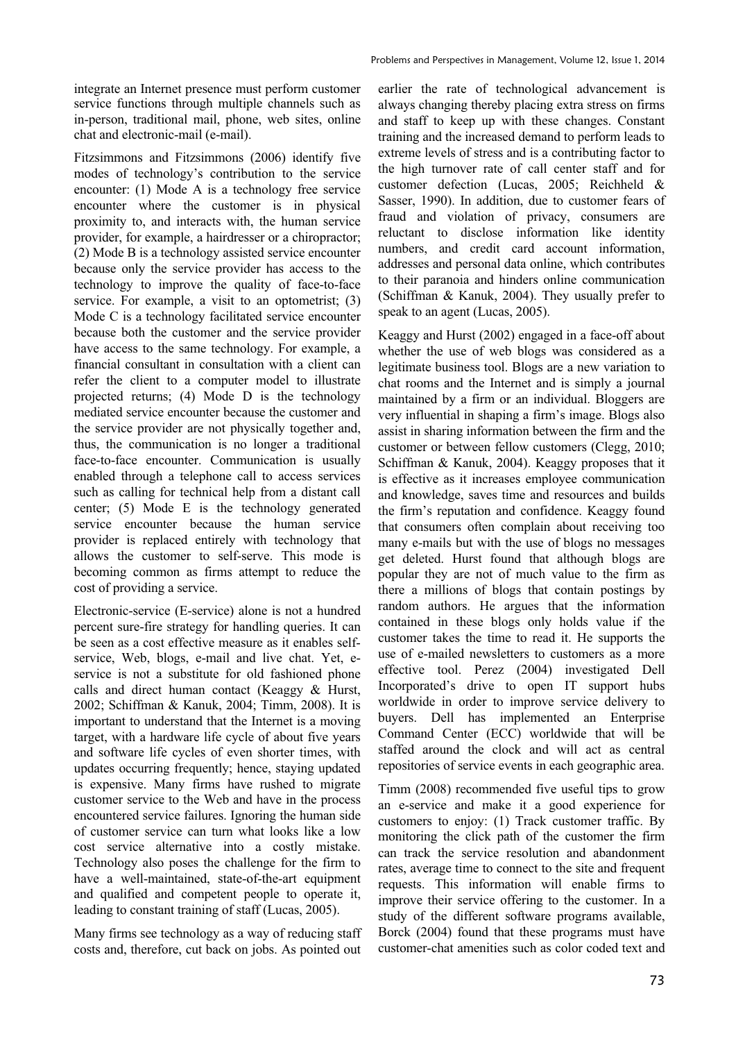integrate an Internet presence must perform customer service functions through multiple channels such as in-person, traditional mail, phone, web sites, online chat and electronic-mail (e-mail).

Fitzsimmons and Fitzsimmons (2006) identify five modes of technology's contribution to the service encounter: (1) Mode A is a technology free service encounter where the customer is in physical proximity to, and interacts with, the human service provider, for example, a hairdresser or a chiropractor; (2) Mode B is a technology assisted service encounter because only the service provider has access to the technology to improve the quality of face-to-face service. For example, a visit to an optometrist; (3) Mode C is a technology facilitated service encounter because both the customer and the service provider have access to the same technology. For example, a financial consultant in consultation with a client can refer the client to a computer model to illustrate projected returns; (4) Mode D is the technology mediated service encounter because the customer and the service provider are not physically together and, thus, the communication is no longer a traditional face-to-face encounter. Communication is usually enabled through a telephone call to access services such as calling for technical help from a distant call center; (5) Mode E is the technology generated service encounter because the human service provider is replaced entirely with technology that allows the customer to self-serve. This mode is becoming common as firms attempt to reduce the cost of providing a service.

Electronic-service (E-service) alone is not a hundred percent sure-fire strategy for handling queries. It can be seen as a cost effective measure as it enables self-service, Web, blogs, e-mail and live chat. Yet, e-service is not a substitute for old fashioned phone calls and direct human contact (Keaggy & Hurst, 2002; Schiffman & Kanuk, 2004; Timm, 2008). It is important to understand that the Internet is a moving target, with a hardware life cycle of about five years and software life cycles of even shorter times, with updates occurring frequently; hence, staying updated is expensive. Many firms have rushed to migrate customer service to the Web and have in the process encountered service failures. Ignoring the human side of customer service can turn what looks like a low cost service alternative into a costly mistake. Technology also poses the challenge for the firm to have a well-maintained, state-of-the-art equipment and qualified and competent people to operate it, leading to constant training of staff (Lucas, 2005).

Many firms see technology as a way of reducing staff costs and, therefore, cut back on jobs. As pointed out earlier the rate of technological advancement is always changing thereby placing extra stress on firms and staff to keep up with these changes. Constant training and the increased demand to perform leads to extreme levels of stress and is a contributing factor to the high turnover rate of call center staff and for customer defection (Lucas, 2005; Reichheld & Sasser, 1990). In addition, due to customer fears of fraud and violation of privacy, consumers are reluctant to disclose information like identity numbers, and credit card account information, addresses and personal data online, which contributes to their paranoia and hinders online communication (Schiffman & Kanuk, 2004). They usually prefer to speak to an agent (Lucas, 2005).

Keaggy and Hurst (2002) engaged in a face-off about whether the use of web blogs was considered as a legitimate business tool. Blogs are a new variation to chat rooms and the Internet and is simply a journal maintained by a firm or an individual. Bloggers are very influential in shaping a firm's image. Blogs also assist in sharing information between the firm and the customer or between fellow customers (Clegg, 2010; Schiffman & Kanuk, 2004). Keaggy proposes that it is effective as it increases employee communication and knowledge, saves time and resources and builds the firm's reputation and confidence. Keaggy found that consumers often complain about receiving too many e-mails but with the use of blogs no messages get deleted. Hurst found that although blogs are popular they are not of much value to the firm as there a millions of blogs that contain postings by random authors. He argues that the information contained in these blogs only holds value if the customer takes the time to read it. He supports the use of e-mailed newsletters to customers as a more effective tool. Perez (2004) investigated Dell Incorporated's drive to open IT support hubs worldwide in order to improve service delivery to buyers. Dell has implemented an Enterprise Command Center (ECC) worldwide that will be staffed around the clock and will act as central repositories of service events in each geographic area.

Timm (2008) recommended five useful tips to grow an e-service and make it a good experience for customers to enjoy: (1) Track customer traffic. By monitoring the click path of the customer the firm can track the service resolution and abandonment rates, average time to connect to the site and frequent requests. This information will enable firms to improve their service offering to the customer. In a study of the different software programs available, Borck (2004) found that these programs must have customer-chat amenities such as color coded text and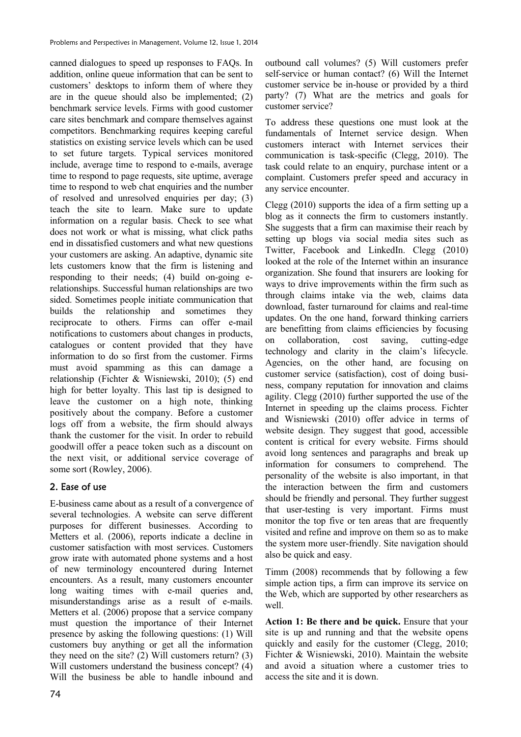canned dialogues to speed up responses to FAQs. In addition, online queue information that can be sent to customers' desktops to inform them of where they are in the queue should also be implemented; (2) benchmark service levels. Firms with good customer care sites benchmark and compare themselves against competitors. Benchmarking requires keeping careful statistics on existing service levels which can be used to set future targets. Typical services monitored include, average time to respond to e-mails, average time to respond to page requests, site uptime, average time to respond to web chat enquiries and the number of resolved and unresolved enquiries per day; (3) teach the site to learn. Make sure to update information on a regular basis. Check to see what does not work or what is missing, what click paths end in dissatisfied customers and what new questions your customers are asking. An adaptive, dynamic site lets customers know that the firm is listening and responding to their needs; (4) build on-going e-relationships. Successful human relationships are two sided. Sometimes people initiate communication that builds the relationship and sometimes they reciprocate to others. Firms can offer e-mail notifications to customers about changes in products, catalogues or content provided that they have information to do so first from the customer. Firms must avoid spamming as this can damage a relationship (Fichter & Wisniewski, 2010); (5) end high for better loyalty. This last tip is designed to leave the customer on a high note, thinking positively about the company. Before a customer logs off from a website, the firm should always thank the customer for the visit. In order to rebuild goodwill offer a peace token such as a discount on the next visit, or additional service coverage of some sort (Rowley, 2006).

## 2. Ease of use

E-business came about as a result of a convergence of several technologies. A website can serve different purposes for different businesses. According to Metters et al. (2006), reports indicate a decline in customer satisfaction with most services. Customers grow irate with automated phone systems and a host of new terminology encountered during Internet encounters. As a result, many customers encounter long waiting times with e-mail queries and, misunderstandings arise as a result of e-mails. Metters et al. (2006) propose that a service company must question the importance of their Internet presence by asking the following questions: (1) Will customers buy anything or get all the information they need on the site? (2) Will customers return? (3) Will customers understand the business concept? (4) Will the business be able to handle inbound and outbound call volumes? (5) Will customers prefer self-service or human contact? (6) Will the Internet customer service be in-house or provided by a third party? (7) What are the metrics and goals for customer service?

To address these questions one must look at the fundamentals of Internet service design. When customers interact with Internet services their communication is task-specific (Clegg, 2010). The task could relate to an enquiry, purchase intent or a complaint. Customers prefer speed and accuracy in any service encounter.

Clegg (2010) supports the idea of a firm setting up a blog as it connects the firm to customers instantly. She suggests that a firm can maximise their reach by setting up blogs via social media sites such as Twitter, Facebook and LinkedIn. Clegg (2010) looked at the role of the Internet within an insurance organization. She found that insurers are looking for ways to drive improvements within the firm such as through claims intake via the web, claims data download, faster turnaround for claims and real-time updates. On the one hand, forward thinking carriers are benefitting from claims efficiencies by focusing on collaboration, cost saving, cutting-edge technology and clarity in the claim's lifecycle. Agencies, on the other hand, are focusing on customer service (satisfaction), cost of doing business, company reputation for innovation and claims agility. Clegg (2010) further supported the use of the Internet in speeding up the claims process. Fichter and Wisniewski (2010) offer advice in terms of website design. They suggest that good, accessible content is critical for every website. Firms should avoid long sentences and paragraphs and break up information for consumers to comprehend. The personality of the website is also important, in that the interaction between the firm and customers should be friendly and personal. They further suggest that user-testing is very important. Firms must monitor the top five or ten areas that are frequently visited and refine and improve on them so as to make the system more user-friendly. Site navigation should also be quick and easy.

Timm (2008) recommends that by following a few simple action tips, a firm can improve its service on the Web, which are supported by other researchers as well.

**Action 1: Be there and be quick.** Ensure that your site is up and running and that the website opens quickly and easily for the customer (Clegg, 2010; Fichter & Wisniewski, 2010). Maintain the website and avoid a situation where a customer tries to access the site and it is down.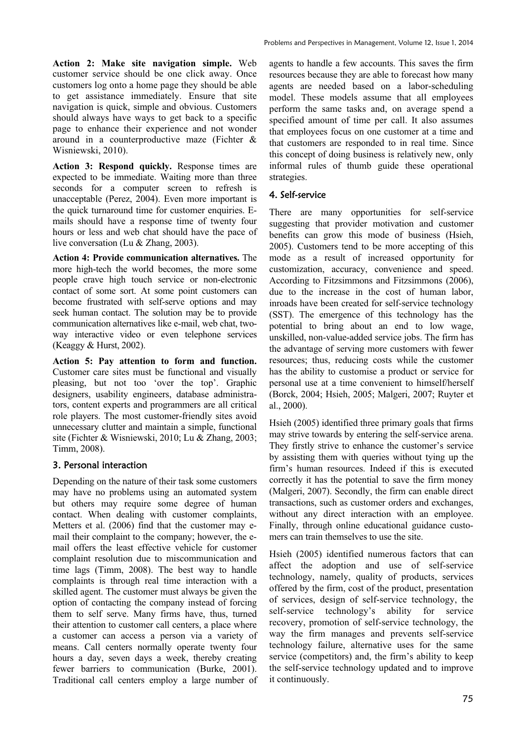**Action 2: Make site navigation simple.** Web customer service should be one click away. Once customers log onto a home page they should be able to get assistance immediately. Ensure that site navigation is quick, simple and obvious. Customers should always have ways to get back to a specific page to enhance their experience and not wonder around in a counterproductive maze (Fichter & Wisniewski, 2010).

**Action 3: Respond quickly.** Response times are expected to be immediate. Waiting more than three seconds for a computer screen to refresh is unacceptable (Perez, 2004). Even more important is the quick turnaround time for customer enquiries. E-mails should have a response time of twenty four hours or less and web chat should have the pace of live conversation (Lu & Zhang, 2003).

**Action 4: Provide communication alternatives.** The more high-tech the world becomes, the more some people crave high touch service or non-electronic contact of some sort. At some point customers can become frustrated with self-serve options and may seek human contact. The solution may be to provide communication alternatives like e-mail, web chat, two-way interactive video or even telephone services (Keaggy & Hurst, 2002).

**Action 5: Pay attention to form and function.** Customer care sites must be functional and visually pleasing, but not too 'over the top'. Graphic designers, usability engineers, database administrators, content experts and programmers are all critical role players. The most customer-friendly sites avoid unnecessary clutter and maintain a simple, functional site (Fichter & Wisniewski, 2010; Lu & Zhang, 2003; Timm, 2008).

### 3. Personal interaction

Depending on the nature of their task some customers may have no problems using an automated system but others may require some degree of human contact. When dealing with customer complaints, Metters et al. (2006) find that the customer may e-mail their complaint to the company; however, the e-mail offers the least effective vehicle for customer complaint resolution due to miscommunication and time lags (Timm, 2008). The best way to handle complaints is through real time interaction with a skilled agent. The customer must always be given the option of contacting the company instead of forcing them to self serve. Many firms have, thus, turned their attention to customer call centers, a place where a customer can access a person via a variety of means. Call centers normally operate twenty four hours a day, seven days a week, thereby creating fewer barriers to communication (Burke, 2001). Traditional call centers employ a large number of agents to handle a few accounts. This saves the firm resources because they are able to forecast how many agents are needed based on a labor-scheduling model. These models assume that all employees perform the same tasks and, on average spend a specified amount of time per call. It also assumes that employees focus on one customer at a time and that customers are responded to in real time. Since this concept of doing business is relatively new, only informal rules of thumb guide these operational strategies.

### 4. Self-service

There are many opportunities for self-service suggesting that provider motivation and customer benefits can grow this mode of business (Hsieh, 2005). Customers tend to be more accepting of this mode as a result of increased opportunity for customization, accuracy, convenience and speed. According to Fitzsimmons and Fitzsimmons (2006), due to the increase in the cost of human labor, inroads have been created for self-service technology (SST). The emergence of this technology has the potential to bring about an end to low wage, unskilled, non-value-added service jobs. The firm has the advantage of serving more customers with fewer resources; thus, reducing costs while the customer has the ability to customise a product or service for personal use at a time convenient to himself/herself (Borck, 2004; Hsieh, 2005; Malgeri, 2007; Ruyter et al., 2000).

Hsieh (2005) identified three primary goals that firms may strive towards by entering the self-service arena. They firstly strive to enhance the customer's service by assisting them with queries without tying up the firm's human resources. Indeed if this is executed correctly it has the potential to save the firm money (Malgeri, 2007). Secondly, the firm can enable direct transactions, such as customer orders and exchanges, without any direct interaction with an employee. Finally, through online educational guidance customers can train themselves to use the site.

Hsieh (2005) identified numerous factors that can affect the adoption and use of self-service technology, namely, quality of products, services offered by the firm, cost of the product, presentation of services, design of self-service technology, the self-service technology's ability for service recovery, promotion of self-service technology, the way the firm manages and prevents self-service technology failure, alternative uses for the same service (competitors) and, the firm's ability to keep the self-service technology updated and to improve it continuously.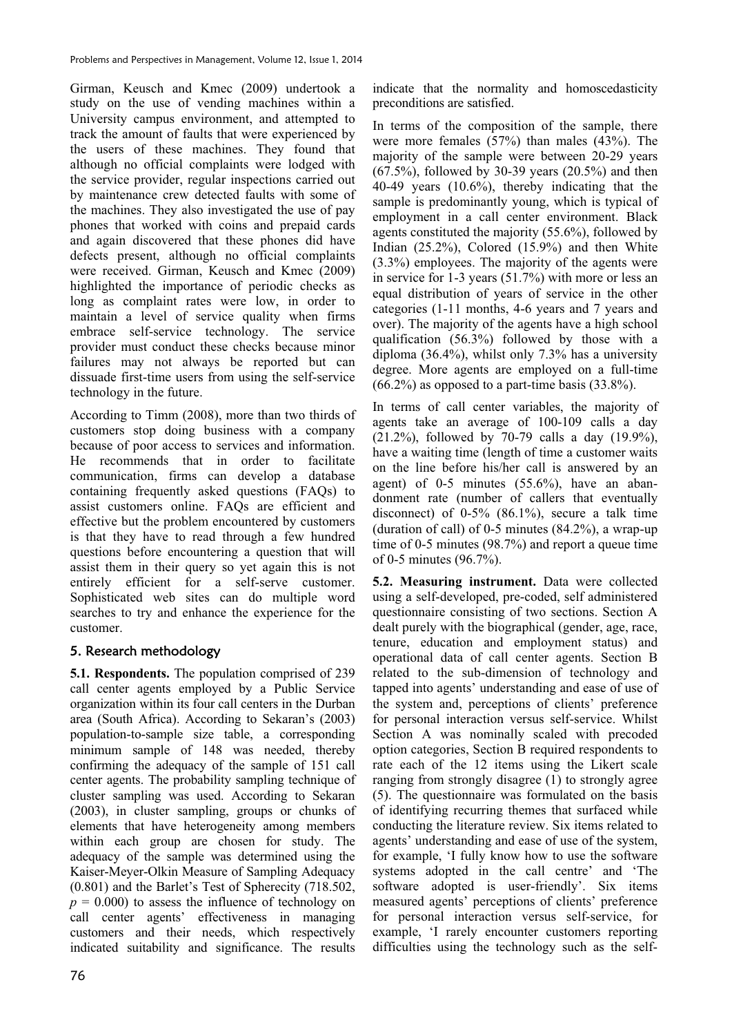Girman, Keusch and Kmec (2009) undertook a study on the use of vending machines within a University campus environment, and attempted to track the amount of faults that were experienced by the users of these machines. They found that although no official complaints were lodged with the service provider, regular inspections carried out by maintenance crew detected faults with some of the machines. They also investigated the use of pay phones that worked with coins and prepaid cards and again discovered that these phones did have defects present, although no official complaints were received. Girman, Keusch and Kmec (2009) highlighted the importance of periodic checks as long as complaint rates were low, in order to maintain a level of service quality when firms embrace self-service technology. The service provider must conduct these checks because minor failures may not always be reported but can dissuade first-time users from using the self-service technology in the future.

According to Timm (2008), more than two thirds of customers stop doing business with a company because of poor access to services and information. He recommends that in order to facilitate communication, firms can develop a database containing frequently asked questions (FAQs) to assist customers online. FAQs are efficient and effective but the problem encountered by customers is that they have to read through a few hundred questions before encountering a question that will assist them in their query so yet again this is not entirely efficient for a self-serve customer. Sophisticated web sites can do multiple word searches to try and enhance the experience for the customer.

## 5. Research methodology

**5.1. Respondents.** The population comprised of 239 call center agents employed by a Public Service organization within its four call centers in the Durban area (South Africa). According to Sekaran's (2003) population-to-sample size table, a corresponding minimum sample of 148 was needed, thereby confirming the adequacy of the sample of 151 call center agents. The probability sampling technique of cluster sampling was used. According to Sekaran (2003), in cluster sampling, groups or chunks of elements that have heterogeneity among members within each group are chosen for study. The adequacy of the sample was determined using the Kaiser-Meyer-Olkin Measure of Sampling Adequacy (0.801) and the Barlet's Test of Spherecity (718.502, $p = 0.000$) to assess the influence of technology on call center agents' effectiveness in managing customers and their needs, which respectively indicated suitability and significance. The results indicate that the normality and homoscedasticity preconditions are satisfied.

In terms of the composition of the sample, there were more females (57%) than males (43%). The majority of the sample were between 20-29 years (67.5%), followed by 30-39 years (20.5%) and then 40-49 years (10.6%), thereby indicating that the sample is predominantly young, which is typical of employment in a call center environment. Black agents constituted the majority (55.6%), followed by Indian (25.2%), Colored (15.9%) and then White (3.3%) employees. The majority of the agents were in service for 1-3 years (51.7%) with more or less an equal distribution of years of service in the other categories (1-11 months, 4-6 years and 7 years and over). The majority of the agents have a high school qualification (56.3%) followed by those with a diploma (36.4%), whilst only 7.3% has a university degree. More agents are employed on a full-time (66.2%) as opposed to a part-time basis (33.8%).

In terms of call center variables, the majority of agents take an average of 100-109 calls a day (21.2%), followed by 70-79 calls a day (19.9%), have a waiting time (length of time a customer waits on the line before his/her call is answered by an agent) of 0-5 minutes (55.6%), have an abandonment rate (number of callers that eventually disconnect) of 0-5% (86.1%), secure a talk time (duration of call) of 0-5 minutes (84.2%), a wrap-up time of 0-5 minutes (98.7%) and report a queue time of 0-5 minutes (96.7%).

**5.2. Measuring instrument.** Data were collected using a self-developed, pre-coded, self administered questionnaire consisting of two sections. Section A dealt purely with the biographical (gender, age, race, tenure, education and employment status) and operational data of call center agents. Section B related to the sub-dimension of technology and tapped into agents' understanding and ease of use of the system and, perceptions of clients' preference for personal interaction versus self-service. Whilst Section A was nominally scaled with precoded option categories, Section B required respondents to rate each of the 12 items using the Likert scale ranging from strongly disagree (1) to strongly agree (5). The questionnaire was formulated on the basis of identifying recurring themes that surfaced while conducting the literature review. Six items related to agents' understanding and ease of use of the system, for example, 'I fully know how to use the software systems adopted in the call centre' and 'The software adopted is user-friendly'. Six items measured agents' perceptions of clients' preference for personal interaction versus self-service, for example, 'I rarely encounter customers reporting difficulties using the technology such as the self-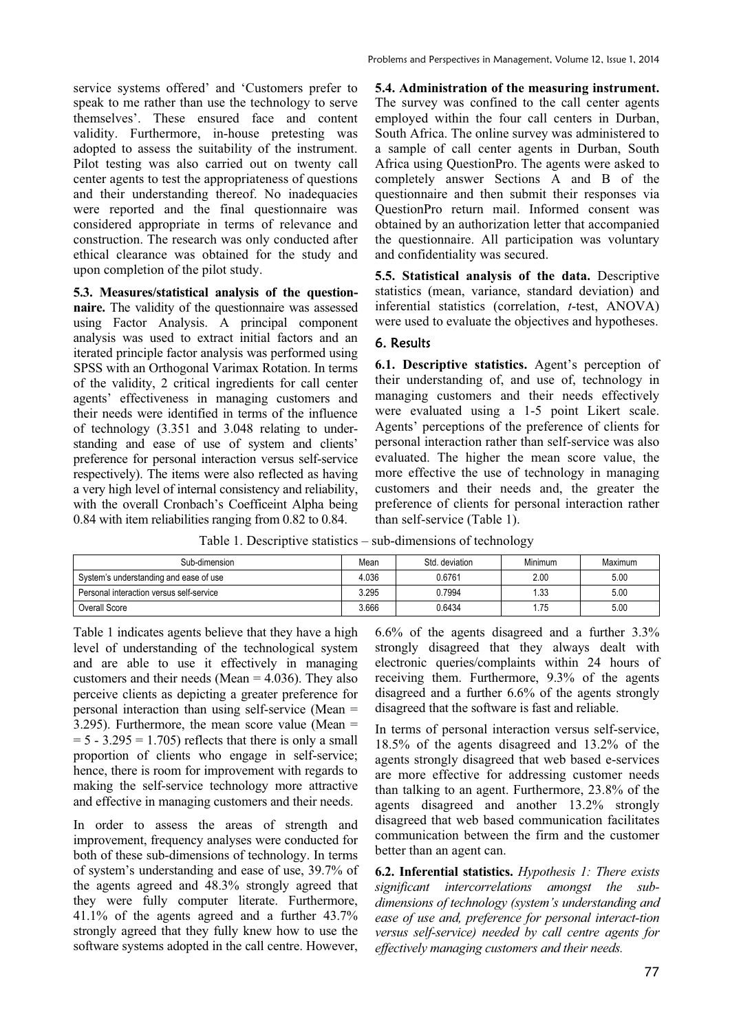service systems offered' and 'Customers prefer to speak to me rather than use the technology to serve themselves'. These ensured face and content validity. Furthermore, in-house pretesting was adopted to assess the suitability of the instrument. Pilot testing was also carried out on twenty call center agents to test the appropriateness of questions and their understanding thereof. No inadequacies were reported and the final questionnaire was considered appropriate in terms of relevance and construction. The research was only conducted after ethical clearance was obtained for the study and upon completion of the pilot study.

**5.3. Measures/statistical analysis of the questionnaire.** The validity of the questionnaire was assessed using Factor Analysis. A principal component analysis was used to extract initial factors and an iterated principle factor analysis was performed using SPSS with an Orthogonal Varimax Rotation. In terms of the validity, 2 critical ingredients for call center agents' effectiveness in managing customers and their needs were identified in terms of the influence of technology (3.351 and 3.048 relating to understanding and ease of use of system and clients' preference for personal interaction versus self-service respectively). The items were also reflected as having a very high level of internal consistency and reliability, with the overall Cronbach's Coefficeint Alpha being 0.84 with item reliabilities ranging from 0.82 to 0.84.

**5.4. Administration of the measuring instrument.** The survey was confined to the call center agents employed within the four call centers in Durban, South Africa. The online survey was administered to a sample of call center agents in Durban, South Africa using QuestionPro. The agents were asked to completely answer Sections A and B of the questionnaire and then submit their responses via QuestionPro return mail. Informed consent was obtained by an authorization letter that accompanied the questionnaire. All participation was voluntary and confidentiality was secured.

**5.5. Statistical analysis of the data.** Descriptive statistics (mean, variance, standard deviation) and inferential statistics (correlation, *t*-test, ANOVA) were used to evaluate the objectives and hypotheses.

## 6. Results

**6.1. Descriptive statistics.** Agent's perception of their understanding of, and use of, technology in managing customers and their needs effectively were evaluated using a 1-5 point Likert scale. Agents' perceptions of the preference of clients for personal interaction rather than self-service was also evaluated. The higher the mean score value, the more effective the use of technology in managing customers and their needs and, the greater the preference of clients for personal interaction rather than self-service (Table 1).

Table 1. Descriptive statistics – sub-dimensions of technology

| Sub-dimension | Mean | Std. deviation | Minimum | Maximum |
|---|---|---|---|---|
| System's understanding and ease of use | 4.036 | 0.6761 | 2.00 | 5.00 |
| Personal interaction versus self-service | 3.295 | 0.7994 | 1.33 | 5.00 |
| Overall Score | 3.666 | 0.6434 | 1.75 | 5.00 |

Table 1 indicates agents believe that they have a high level of understanding of the technological system and are able to use it effectively in managing customers and their needs (Mean = 4.036). They also perceive clients as depicting a greater preference for personal interaction than using self-service (Mean = 3.295). Furthermore, the mean score value (Mean = = 5 - 3.295 = 1.705) reflects that there is only a small proportion of clients who engage in self-service; hence, there is room for improvement with regards to making the self-service technology more attractive and effective in managing customers and their needs.

In order to assess the areas of strength and improvement, frequency analyses were conducted for both of these sub-dimensions of technology. In terms of system's understanding and ease of use, 39.7% of the agents agreed and 48.3% strongly agreed that they were fully computer literate. Furthermore, 41.1% of the agents agreed and a further 43.7% strongly agreed that they fully knew how to use the software systems adopted in the call centre. However, 6.6% of the agents disagreed and a further 3.3% strongly disagreed that they always dealt with electronic queries/complaints within 24 hours of receiving them. Furthermore, 9.3% of the agents disagreed and a further 6.6% of the agents strongly disagreed that the software is fast and reliable.

In terms of personal interaction versus self-service, 18.5% of the agents disagreed and 13.2% of the agents strongly disagreed that web based e-services are more effective for addressing customer needs than talking to an agent. Furthermore, 23.8% of the agents disagreed and another 13.2% strongly disagreed that web based communication facilitates communication between the firm and the customer better than an agent can.

**6.2. Inferential statistics.** *Hypothesis 1: There exists significant intercorrelations amongst the sub-dimensions of technology (system's understanding and ease of use and, preference for personal interact-tion versus self-service) needed by call centre agents for effectively managing customers and their needs.*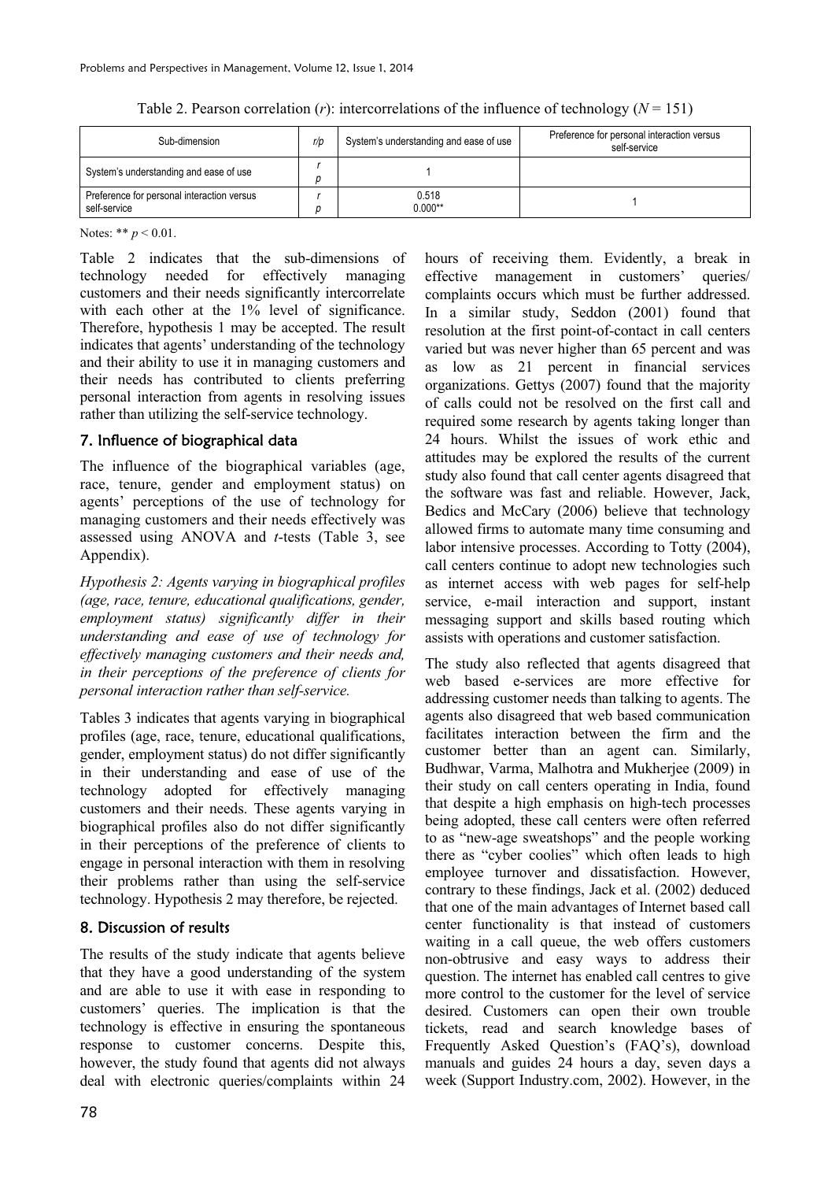Table 2. Pearson correlation ($r$): intercorrelations of the influence of technology ($N = 151$)

| Sub-dimension | r/p | System's understanding and ease of use | Preference for personal interaction versus self-service |
|---|---|---|---|
| System's understanding and ease of use | r<br>p | 1 | |
| Preference for personal interaction versus self-service | r<br>p | 0.518<br>0.000** | 1 |

Notes: ** $p < 0.01$.

Table 2 indicates that the sub-dimensions of technology needed for effectively managing customers and their needs significantly intercorrelate with each other at the 1% level of significance. Therefore, hypothesis 1 may be accepted. The result indicates that agents' understanding of the technology and their ability to use it in managing customers and their needs has contributed to clients preferring personal interaction from agents in resolving issues rather than utilizing the self-service technology.

## 7. Influence of biographical data

The influence of the biographical variables (age, race, tenure, gender and employment status) on agents' perceptions of the use of technology for managing customers and their needs effectively was assessed using ANOVA and *t*-tests (Table 3, see Appendix).

*Hypothesis 2: Agents varying in biographical profiles (age, race, tenure, educational qualifications, gender, employment status) significantly differ in their understanding and ease of use of technology for effectively managing customers and their needs and, in their perceptions of the preference of clients for personal interaction rather than self-service.*

Tables 3 indicates that agents varying in biographical profiles (age, race, tenure, educational qualifications, gender, employment status) do not differ significantly in their understanding and ease of use of the technology adopted for effectively managing customers and their needs. These agents varying in biographical profiles also do not differ significantly in their perceptions of the preference of clients to engage in personal interaction with them in resolving their problems rather than using the self-service technology. Hypothesis 2 may therefore, be rejected.

## 8. Discussion of results

The results of the study indicate that agents believe that they have a good understanding of the system and are able to use it with ease in responding to customers' queries. The implication is that the technology is effective in ensuring the spontaneous response to customer concerns. Despite this, however, the study found that agents did not always deal with electronic queries/complaints within 24 hours of receiving them. Evidently, a break in effective management in customers' queries/ complaints occurs which must be further addressed. In a similar study, Seddon (2001) found that resolution at the first point-of-contact in call centers varied but was never higher than 65 percent and was as low as 21 percent in financial services organizations. Gettys (2007) found that the majority of calls could not be resolved on the first call and required some research by agents taking longer than 24 hours. Whilst the issues of work ethic and attitudes may be explored the results of the current study also found that call center agents disagreed that the software was fast and reliable. However, Jack, Bedics and McCary (2006) believe that technology allowed firms to automate many time consuming and labor intensive processes. According to Totty (2004), call centers continue to adopt new technologies such as internet access with web pages for self-help service, e-mail interaction and support, instant messaging support and skills based routing which assists with operations and customer satisfaction.

The study also reflected that agents disagreed that web based e-services are more effective for addressing customer needs than talking to agents. The agents also disagreed that web based communication facilitates interaction between the firm and the customer better than an agent can. Similarly, Budhwar, Varma, Malhotra and Mukherjee (2009) in their study on call centers operating in India, found that despite a high emphasis on high-tech processes being adopted, these call centers were often referred to as "new-age sweatshops" and the people working there as "cyber coolies" which often leads to high employee turnover and dissatisfaction. However, contrary to these findings, Jack et al. (2002) deduced that one of the main advantages of Internet based call center functionality is that instead of customers waiting in a call queue, the web offers customers non-obtrusive and easy ways to address their question. The internet has enabled call centres to give more control to the customer for the level of service desired. Customers can open their own trouble tickets, read and search knowledge bases of Frequently Asked Question's (FAQ's), download manuals and guides 24 hours a day, seven days a week (Support Industry.com, 2002). However, in the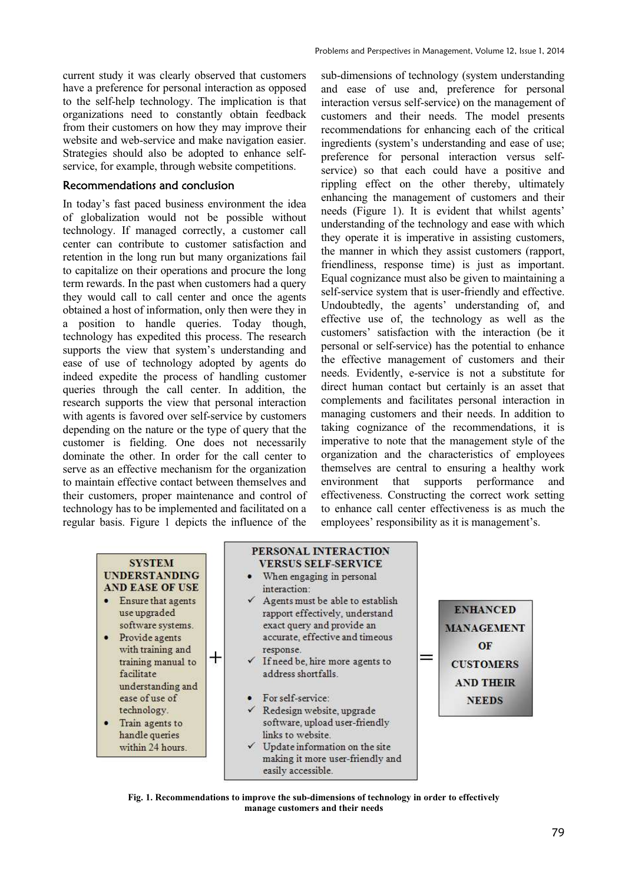current study it was clearly observed that customers have a preference for personal interaction as opposed to the self-help technology. The implication is that organizations need to constantly obtain feedback from their customers on how they may improve their website and web-service and make navigation easier. Strategies should also be adopted to enhance self-service, for example, through website competitions.

## Recommendations and conclusion

In today's fast paced business environment the idea of globalization would not be possible without technology. If managed correctly, a customer call center can contribute to customer satisfaction and retention in the long run but many organizations fail to capitalize on their operations and procure the long term rewards. In the past when customers had a query they would call to call center and once the agents obtained a host of information, only then were they in a position to handle queries. Today though, technology has expedited this process. The research supports the view that system's understanding and ease of use of technology adopted by agents do indeed expedite the process of handling customer queries through the call center. In addition, the research supports the view that personal interaction with agents is favored over self-service by customers depending on the nature or the type of query that the customer is fielding. One does not necessarily dominate the other. In order for the call center to serve as an effective mechanism for the organization to maintain effective contact between themselves and their customers, proper maintenance and control of technology has to be implemented and facilitated on a regular basis. Figure 1 depicts the influence of the sub-dimensions of technology (system understanding and ease of use and, preference for personal interaction versus self-service) on the management of customers and their needs. The model presents recommendations for enhancing each of the critical ingredients (system's understanding and ease of use; preference for personal interaction versus self-service) so that each could have a positive and rippling effect on the other thereby, ultimately enhancing the management of customers and their needs (Figure 1). It is evident that whilst agents' understanding of the technology and ease with which they operate it is imperative in assisting customers, the manner in which they assist customers (rapport, friendliness, response time) is just as important. Equal cognizance must also be given to maintaining a self-service system that is user-friendly and effective. Undoubtedly, the agents' understanding of, and effective use of, the technology as well as the customers' satisfaction with the interaction (be it personal or self-service) has the potential to enhance the effective management of customers and their needs. Evidently, e-service is not a substitute for direct human contact but certainly is an asset that complements and facilitates personal interaction in managing customers and their needs. In addition to taking cognizance of the recommendations, it is imperative to note that the management style of the organization and the characteristics of employees themselves are central to ensuring a healthy work environment that supports performance and effectiveness. Constructing the correct work setting to enhance call center effectiveness is as much the employees' responsibility as it is management's.

**SYSTEM UNDERSTANDING AND EASE OF USE**

- Ensure that agents use upgraded software systems.
- Provide agents with training and training manual to facilitate understanding and ease of use of technology.
- Train agents to handle queries within 24 hours.

+

**PERSONAL INTERACTION VERSUS SELF-SERVICE**

- When engaging in personal interaction:
  - ✓ Agents must be able to establish rapport effectively, understand exact query and provide an accurate, effective and timeous response.
  - ✓ If need be, hire more agents to address shortfalls.
- For self-service:
  - ✓ Redesign website, upgrade software, upload user-friendly links to website.
  - ✓ Update information on the site making it more user-friendly and easily accessible.

=

**ENHANCED MANAGEMENT OF CUSTOMERS AND THEIR NEEDS**

**Fig. 1. Recommendations to improve the sub-dimensions of technology in order to effectively manage customers and their needs**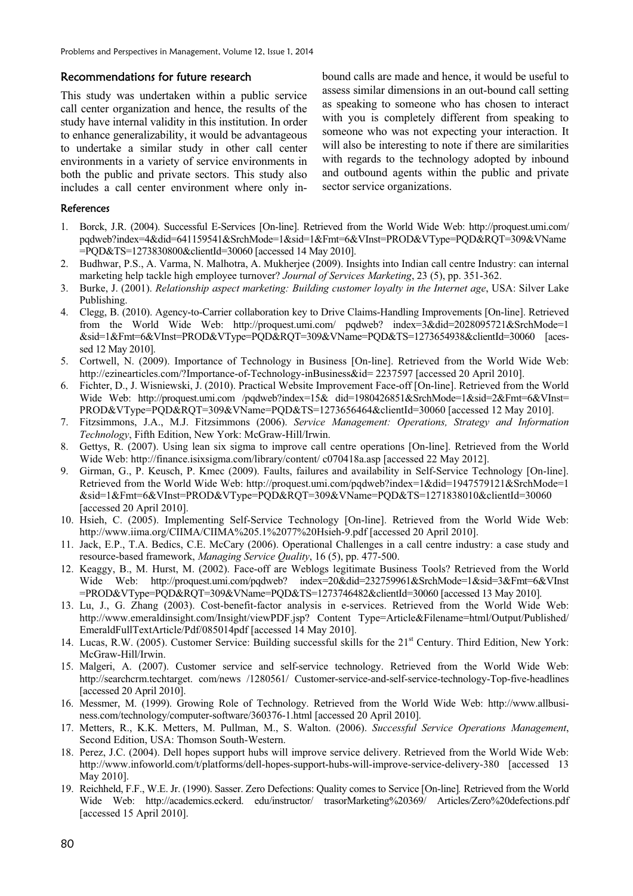### Recommendations for future research

This study was undertaken within a public service call center organization and hence, the results of the study have internal validity in this institution. In order to enhance generalizability, it would be advantageous to undertake a similar study in other call center environments in a variety of service environments in both the public and private sectors. This study also includes a call center environment where only in-bound calls are made and hence, it would be useful to assess similar dimensions in an out-bound call setting as speaking to someone who has chosen to interact with you is completely different from speaking to someone who was not expecting your interaction. It will also be interesting to note if there are similarities with regards to the technology adopted by inbound and outbound agents within the public and private sector service organizations.

### References

1. Borck, J.R. (2004). Successful E-Services [On-line]. Retrieved from the World Wide Web: http://proquest.umi.com/pqdweb?index=4&did=641159541&SrchMode=1&sid=1&Fmt=6&VInst=PROD&VType=PQD&RQT=309&VName=PQD&TS=1273830800&clientId=30060 [accessed 14 May 2010].
2. Budhwar, P.S., A. Varma, N. Malhotra, A. Mukherjee (2009). Insights into Indian call centre Industry: can internal marketing help tackle high employee turnover? *Journal of Services Marketing*, 23 (5), pp. 351-362.
3. Burke, J. (2001). *Relationship aspect marketing: Building customer loyalty in the Internet age*, USA: Silver Lake Publishing.
4. Clegg, B. (2010). Agency-to-Carrier collaboration key to Drive Claims-Handling Improvements [On-line]. Retrieved from the World Wide Web: http://proquest.umi.com/ pqdweb? index=3&did=2028095721&SrchMode=1&sid=1&Fmt=6&VInst=PROD&VType=PQD&RQT=309&VName=PQD&TS=1273654938&clientId=30060 [acessed 12 May 2010].
5. Cortwell, N. (2009). Importance of Technology in Business [On-line]. Retrieved from the World Wide Web: http://ezinearticles.com/?Importance-of-Technology-inBusiness&id= 2237597 [accessed 20 April 2010].
6. Fichter, D., J. Wisniewski, J. (2010). Practical Website Improvement Face-off [On-line]. Retrieved from the World Wide Web: http://proquest.umi.com /pqdweb?index=15& did=1980426851&SrchMode=1&sid=2&Fmt=6&VInst=PROD&VType=PQD&RQT=309&VName=PQD&TS=1273656464&clientId=30060 [accessed 12 May 2010].
7. Fitzsimmons, J.A., M.J. Fitzsimmons (2006). *Service Management: Operations, Strategy and Information Technology*, Fifth Edition, New York: McGraw-Hill/Irwin.
8. Gettys, R. (2007). Using lean six sigma to improve call centre operations [On-line]. Retrieved from the World Wide Web: http://finance.isixsigma.com/library/content/ c070418a.asp [accessed 22 May 2012].
9. Girman, G., P. Keusch, P. Kmec (2009). Faults, failures and availability in Self-Service Technology [On-line]. Retrieved from the World Wide Web: http://proquest.umi.com/pqdweb?index=1&did=1947579121&SrchMode=1&sid=1&Fmt=6&VInst=PROD&VType=PQD&RQT=309&VName=PQD&TS=1271838010&clientId=30060 [accessed 20 April 2010].
10. Hsieh, C. (2005). Implementing Self-Service Technology [On-line]. Retrieved from the World Wide Web: http://www.iima.org/CIIMA/CIIMA%205.1%2077%20Hsieh-9.pdf [accessed 20 April 2010].
11. Jack, E.P., T.A. Bedics, C.E. McCary (2006). Operational Challenges in a call centre industry: a case study and resource-based framework, *Managing Service Quality*, 16 (5), pp. 477-500.
12. Keaggy, B., M. Hurst, M. (2002). Face-off are Weblogs legitimate Business Tools? Retrieved from the World Wide Web: http://proquest.umi.com/pqdweb? index=20&did=232759961&SrchMode=1&sid=3&Fmt=6&VInst=PROD&VType=PQD&RQT=309&VName=PQD&TS=1273746482&clientId=30060 [accessed 13 May 2010].
13. Lu, J., G. Zhang (2003). Cost-benefit-factor analysis in e-services. Retrieved from the World Wide Web: http://www.emeraldinsight.com/Insight/viewPDF.jsp? Content Type=Article&Filename=html/Output/Published/EmeraldFullTextArticle/Pdf/085014pdf [accessed 14 May 2010].
14. Lucas, R.W. (2005). Customer Service: Building successful skills for the 21st Century. Third Edition, New York: McGraw-Hill/Irwin.
15. Malgeri, A. (2007). Customer service and self-service technology. Retrieved from the World Wide Web: http://searchcrm.techtarget. com/news /1280561/ Customer-service-and-self-service-technology-Top-five-headlines [accessed 20 April 2010].
16. Messmer, M. (1999). Growing Role of Technology. Retrieved from the World Wide Web: http://www.allbusiness.com/technology/computer-software/360376-1.html [accessed 20 April 2010].
17. Metters, R., K.K. Metters, M. Pullman, M., S. Walton. (2006). *Successful Service Operations Management*, Second Edition, USA: Thomson South-Western.
18. Perez, J.C. (2004). Dell hopes support hubs will improve service delivery. Retrieved from the World Wide Web: http://www.infoworld.com/t/platforms/dell-hopes-support-hubs-will-improve-service-delivery-380 [accessed 13 May 2010].
19. Reichheld, F.F., W.E. Jr. (1990). Sasser. Zero Defections: Quality comes to Service [On-line]. Retrieved from the World Wide Web: http://academics.eckerd. edu/instructor/ trasorMarketing%20369/ Articles/Zero%20defections.pdf [accessed 15 April 2010].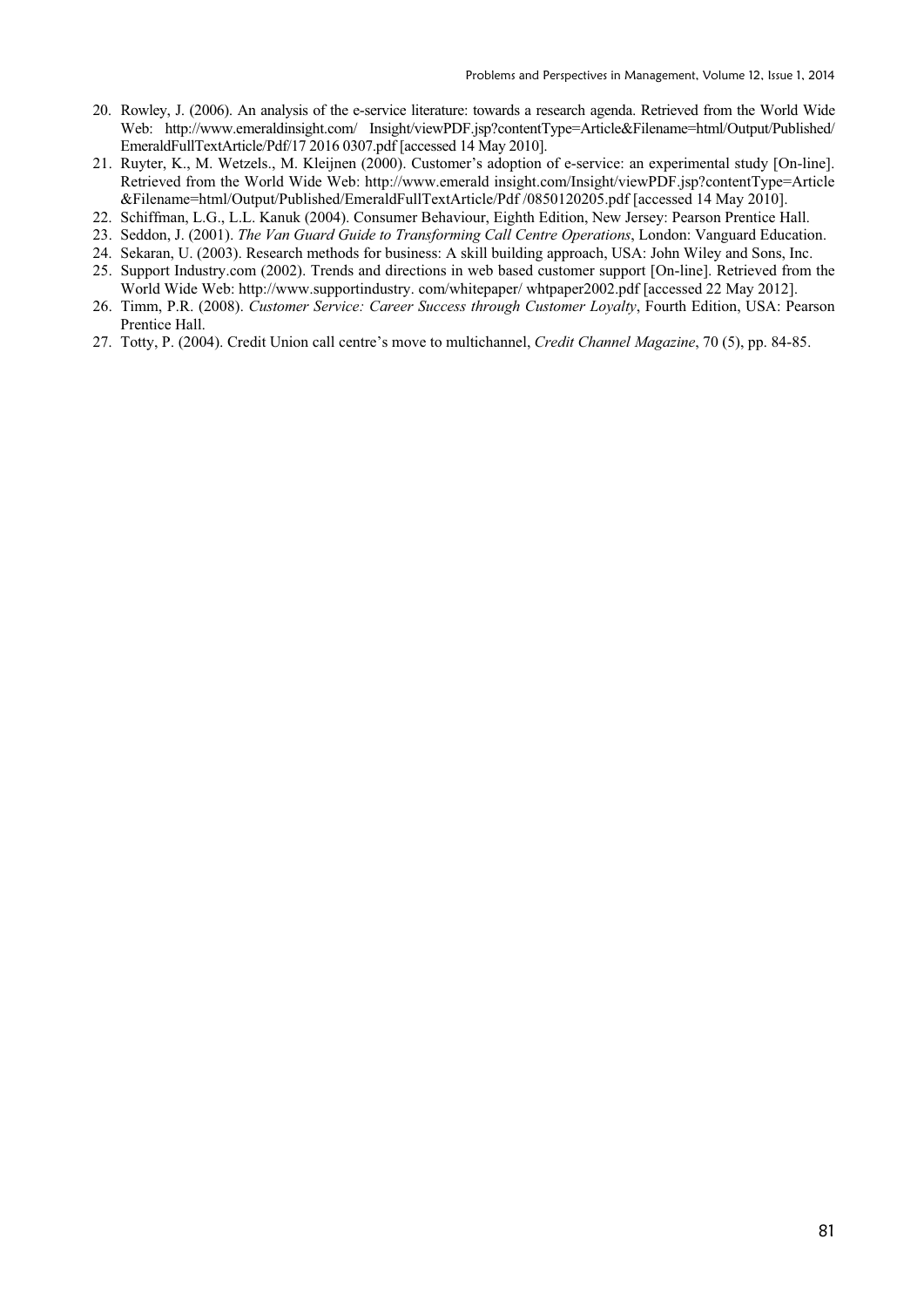20. Rowley, J. (2006). An analysis of the e-service literature: towards a research agenda. Retrieved from the World Wide Web: http://www.emeraldinsight.com/ Insight/viewPDF.jsp?contentType=Article&Filename=html/Output/Published/EmeraldFullTextArticle/Pdf/17 2016 0307.pdf [accessed 14 May 2010].
21. Ruyter, K., M. Wetzels., M. Kleijnen (2000). Customer's adoption of e-service: an experimental study [On-line]. Retrieved from the World Wide Web: http://www.emerald insight.com/Insight/viewPDF.jsp?contentType=Article &Filename=html/Output/Published/EmeraldFullTextArticle/Pdf /0850120205.pdf [accessed 14 May 2010].
22. Schiffman, L.G., L.L. Kanuk (2004). Consumer Behaviour, Eighth Edition, New Jersey: Pearson Prentice Hall.
23. Seddon, J. (2001). *The Van Guard Guide to Transforming Call Centre Operations*, London: Vanguard Education.
24. Sekaran, U. (2003). Research methods for business: A skill building approach, USA: John Wiley and Sons, Inc.
25. Support Industry.com (2002). Trends and directions in web based customer support [On-line]. Retrieved from the World Wide Web: http://www.supportindustry. com/whitepaper/ whtpaper2002.pdf [accessed 22 May 2012].
26. Timm, P.R. (2008). *Customer Service: Career Success through Customer Loyalty*, Fourth Edition, USA: Pearson Prentice Hall.
27. Totty, P. (2004). Credit Union call centre's move to multichannel, *Credit Channel Magazine*, 70 (5), pp. 84-85.